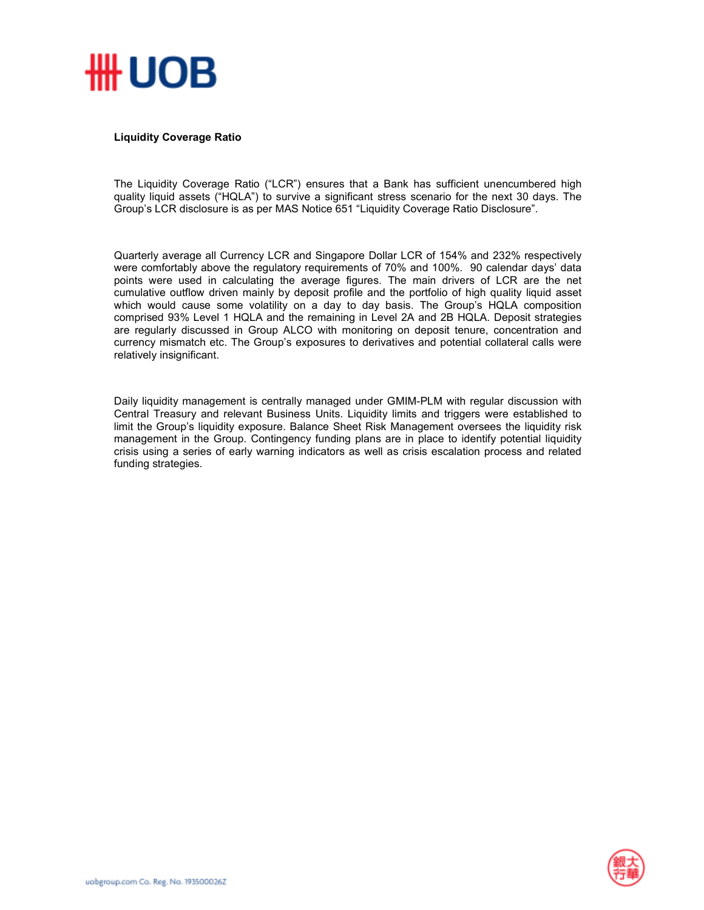**Liquidity Coverage Ratio**

The Liquidity Coverage Ratio ("LCR") ensures that a Bank has sufficient unencumbered high quality liquid assets ("HQLA") to survive a significant stress scenario for the next 30 days. The Group's LCR disclosure is as per MAS Notice 651 "Liquidity Coverage Ratio Disclosure".

Quarterly average all Currency LCR and Singapore Dollar LCR of 154% and 232% respectively were comfortably above the regulatory requirements of 70% and 100%. 90 calendar days' data points were used in calculating the average figures. The main drivers of LCR are the net cumulative outflow driven mainly by deposit profile and the portfolio of high quality liquid asset which would cause some volatility on a day to day basis. The Group's HQLA composition comprised 93% Level 1 HQLA and the remaining in Level 2A and 2B HQLA. Deposit strategies are regularly discussed in Group ALCO with monitoring on deposit tenure, concentration and currency mismatch etc. The Group's exposures to derivatives and potential collateral calls were relatively insignificant.

Daily liquidity management is centrally managed under GMIM-PLM with regular discussion with Central Treasury and relevant Business Units. Liquidity limits and triggers were established to limit the Group's liquidity exposure. Balance Sheet Risk Management oversees the liquidity risk management in the Group. Contingency funding plans are in place to identify potential liquidity crisis using a series of early warning indicators as well as crisis escalation process and related funding strategies.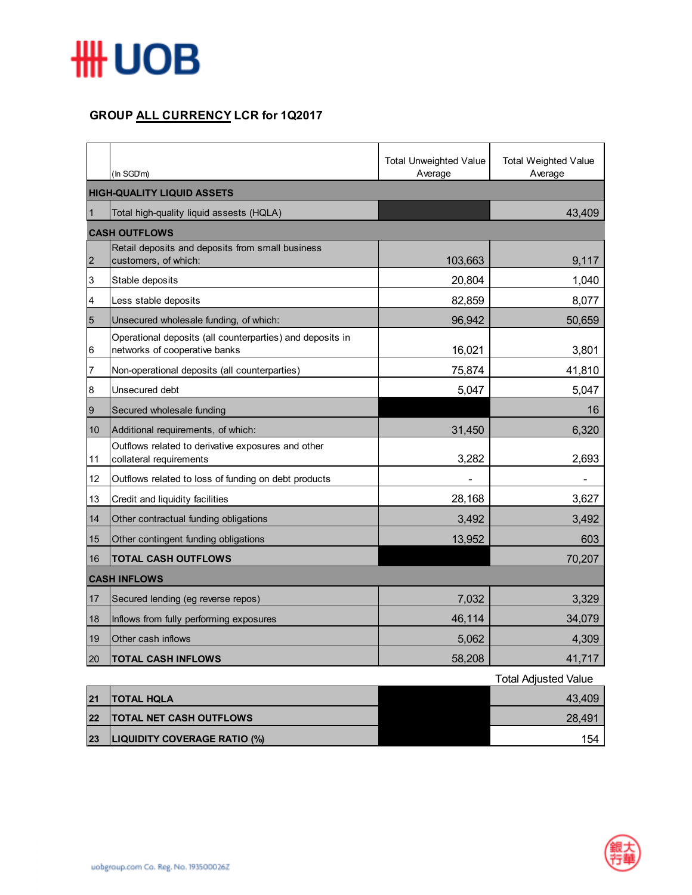## GROUP ALL CURRENCY LCR for 1Q2017

| | (In SGD'm) | Total Unweighted Value Average | Total Weighted Value Average |
|---|---|---|---|
| **HIGH-QUALITY LIQUID ASSETS** | | | |
| 1 | Total high-quality liquid assests (HQLA) | | 43,409 |
| **CASH OUTFLOWS** | | | |
| 2 | Retail deposits and deposits from small business customers, of which: | 103,663 | 9,117 |
| 3 | Stable deposits | 20,804 | 1,040 |
| 4 | Less stable deposits | 82,859 | 8,077 |
| 5 | Unsecured wholesale funding, of which: | 96,942 | 50,659 |
| 6 | Operational deposits (all counterparties) and deposits in networks of cooperative banks | 16,021 | 3,801 |
| 7 | Non-operational deposits (all counterparties) | 75,874 | 41,810 |
| 8 | Unsecured debt | 5,047 | 5,047 |
| 9 | Secured wholesale funding | | 16 |
| 10 | Additional requirements, of which: | 31,450 | 6,320 |
| 11 | Outflows related to derivative exposures and other collateral requirements | 3,282 | 2,693 |
| 12 | Outflows related to loss of funding on debt products | - | - |
| 13 | Credit and liquidity facilities | 28,168 | 3,627 |
| 14 | Other contractual funding obligations | 3,492 | 3,492 |
| 15 | Other contingent funding obligations | 13,952 | 603 |
| 16 | **TOTAL CASH OUTFLOWS** | | 70,207 |
| **CASH INFLOWS** | | | |
| 17 | Secured lending (eg reverse repos) | 7,032 | 3,329 |
| 18 | Inflows from fully performing exposures | 46,114 | 34,079 |
| 19 | Other cash inflows | 5,062 | 4,309 |
| 20 | **TOTAL CASH INFLOWS** | 58,208 | 41,717 |
| | | | **Total Adjusted Value** |
| **21** | **TOTAL HQLA** | | 43,409 |
| **22** | **TOTAL NET CASH OUTFLOWS** | | 28,491 |
| **23** | **LIQUIDITY COVERAGE RATIO (%)** | | 154 |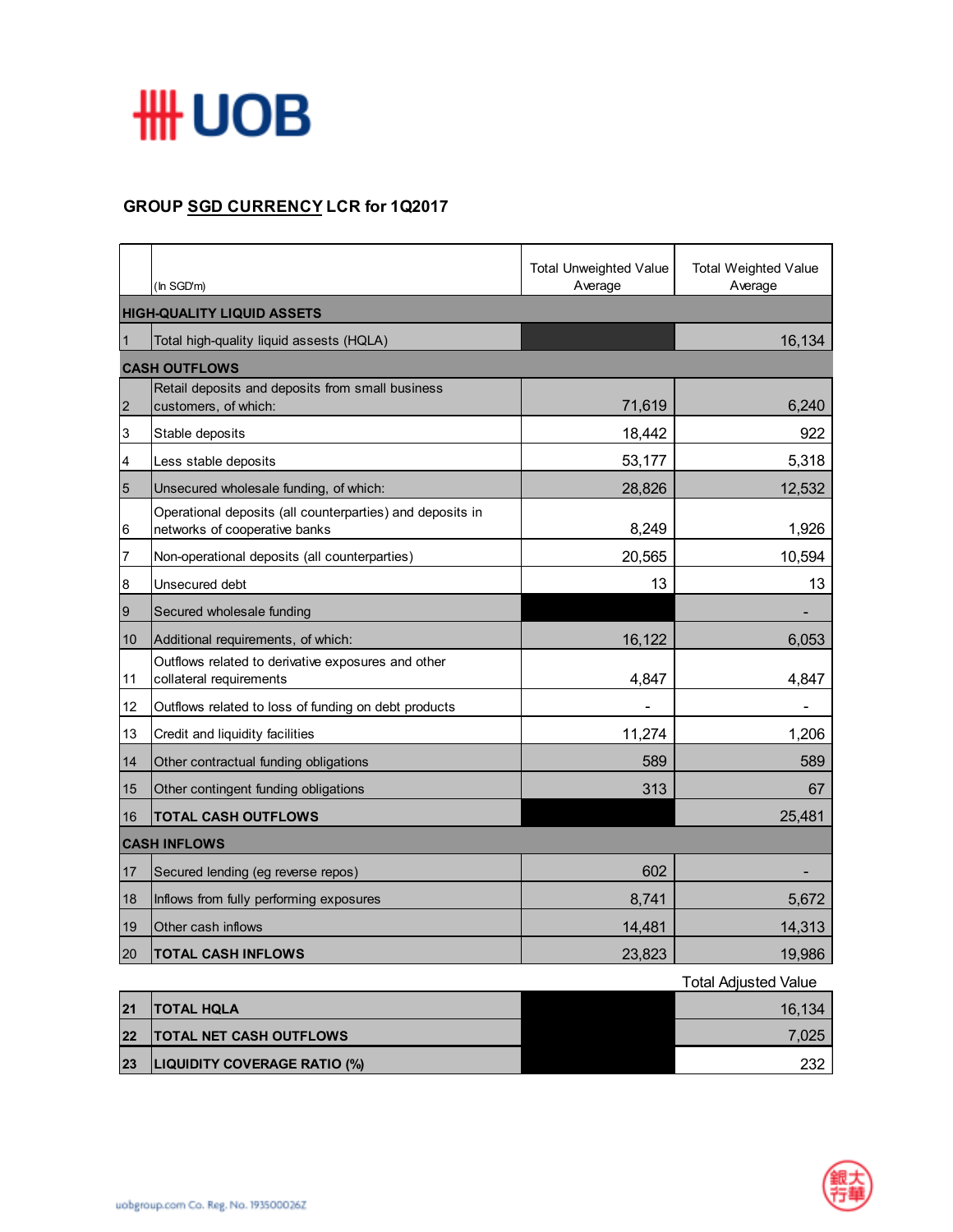UOB

## GROUP SGD CURRENCY LCR for 1Q2017

| | (In SGD'm) | Total Unweighted Value Average | Total Weighted Value Average |
|---|---|---|---|
| **HIGH-QUALITY LIQUID ASSETS** | | | |
| 1 | Total high-quality liquid assests (HQLA) | | 16,134 |
| **CASH OUTFLOWS** | | | |
| 2 | Retail deposits and deposits from small business customers, of which: | 71,619 | 6,240 |
| 3 | Stable deposits | 18,442 | 922 |
| 4 | Less stable deposits | 53,177 | 5,318 |
| 5 | Unsecured wholesale funding, of which: | 28,826 | 12,532 |
| 6 | Operational deposits (all counterparties) and deposits in networks of cooperative banks | 8,249 | 1,926 |
| 7 | Non-operational deposits (all counterparties) | 20,565 | 10,594 |
| 8 | Unsecured debt | 13 | 13 |
| 9 | Secured wholesale funding | | - |
| 10 | Additional requirements, of which: | 16,122 | 6,053 |
| 11 | Outflows related to derivative exposures and other collateral requirements | 4,847 | 4,847 |
| 12 | Outflows related to loss of funding on debt products | - | - |
| 13 | Credit and liquidity facilities | 11,274 | 1,206 |
| 14 | Other contractual funding obligations | 589 | 589 |
| 15 | Other contingent funding obligations | 313 | 67 |
| 16 | **TOTAL CASH OUTFLOWS** | | 25,481 |
| **CASH INFLOWS** | | | |
| 17 | Secured lending (eg reverse repos) | 602 | - |
| 18 | Inflows from fully performing exposures | 8,741 | 5,672 |
| 19 | Other cash inflows | 14,481 | 14,313 |
| 20 | **TOTAL CASH INFLOWS** | 23,823 | 19,986 |
| | | | **Total Adjusted Value** |
| **21** | **TOTAL HQLA** | | 16,134 |
| **22** | **TOTAL NET CASH OUTFLOWS** | | 7,025 |
| **23** | **LIQUIDITY COVERAGE RATIO (%)** | | 232 |

uobgroup.com Co. Reg. No. 193500026Z